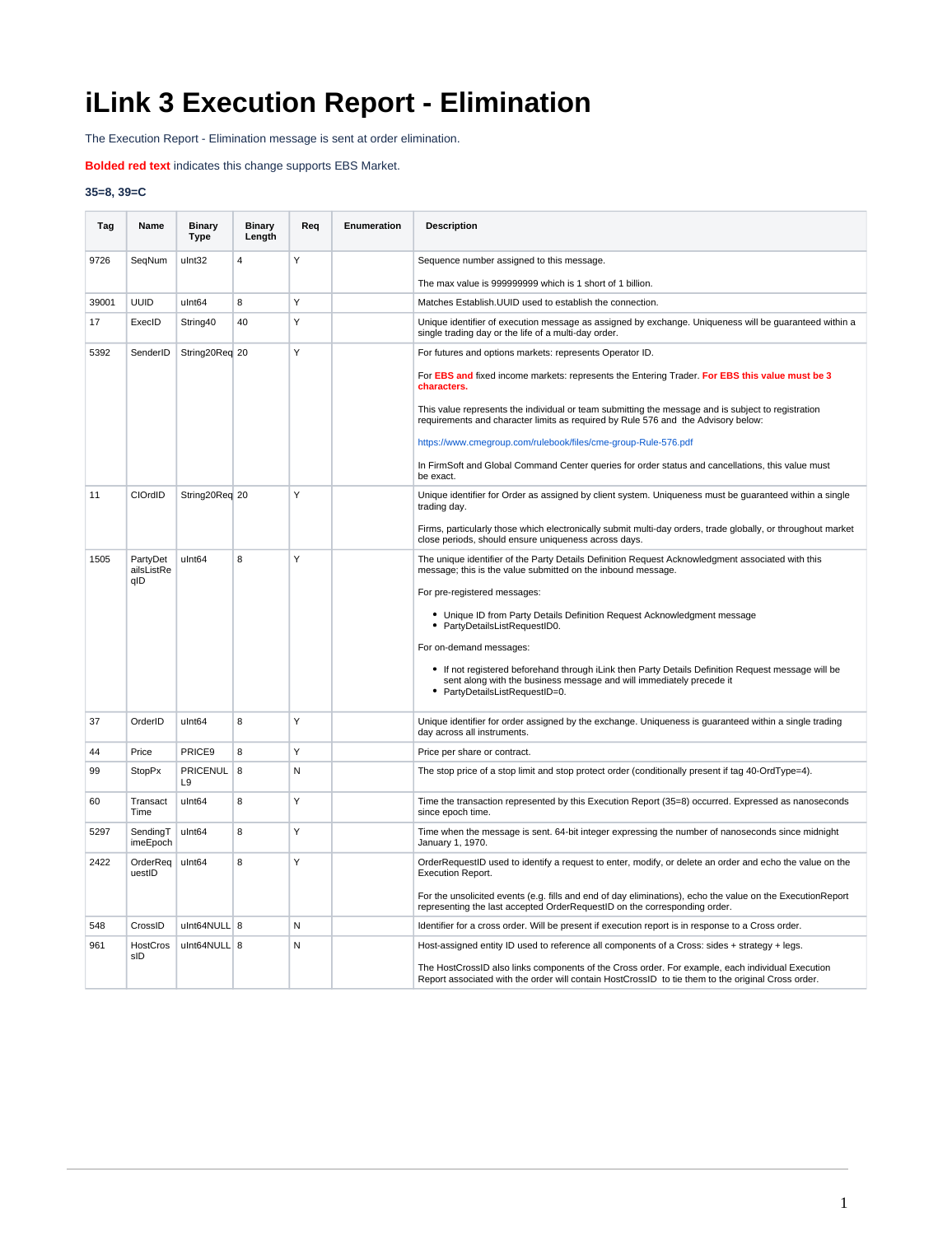# iLink 3 Execution Report - Elimination

The Execution Report - Elimination message is sent at order elimination.

**Bolded red text** indicates this change supports EBS Market.

**35=8, 39=C**

| Tag | Name | Binary Type | Binary Length | Req | Enumeration | Description |
|---|---|---|---|---|---|---|
| 9726 | SeqNum | uInt32 | 4 | Y | | Sequence number assigned to this message.<br><br>The max value is 999999999 which is 1 short of 1 billion. |
| 39001 | UUID | uInt64 | 8 | Y | | Matches Establish.UUID used to establish the connection. |
| 17 | ExecID | String40 | 40 | Y | | Unique identifier of execution message as assigned by exchange. Uniqueness will be guaranteed within a single trading day or the life of a multi-day order. |
| 5392 | SenderID | String20Req | 20 | Y | | For futures and options markets: represents Operator ID.<br><br>For **EBS and** fixed income markets: represents the Entering Trader. **For EBS this value must be 3 characters.**<br><br>This value represents the individual or team submitting the message and is subject to registration requirements and character limits as required by Rule 576 and the Advisory below:<br><br>https://www.cmegroup.com/rulebook/files/cme-group-Rule-576.pdf<br><br>In FirmSoft and Global Command Center queries for order status and cancellations, this value must be exact. |
| 11 | ClOrdID | String20Req | 20 | Y | | Unique identifier for Order as assigned by client system. Uniqueness must be guaranteed within a single trading day.<br><br>Firms, particularly those which electronically submit multi-day orders, trade globally, or throughout market close periods, should ensure uniqueness across days. |
| 1505 | PartyDetailsListReqID | uInt64 | 8 | Y | | The unique identifier of the Party Details Definition Request Acknowledgment associated with this message; this is the value submitted on the inbound message.<br><br>For pre-registered messages:<br><br>• Unique ID from Party Details Definition Request Acknowledgment message<br>• PartyDetailsListRequestID0.<br><br>For on-demand messages:<br><br>• If not registered beforehand through iLink then Party Details Definition Request message will be sent along with the business message and will immediately precede it<br>• PartyDetailsListRequestID=0. |
| 37 | OrderID | uInt64 | 8 | Y | | Unique identifier for order assigned by the exchange. Uniqueness is guaranteed within a single trading day across all instruments. |
| 44 | Price | PRICE9 | 8 | Y | | Price per share or contract. |
| 99 | StopPx | PRICENULL9 | 8 | N | | The stop price of a stop limit and stop protect order (conditionally present if tag 40-OrdType=4). |
| 60 | TransactTime | uInt64 | 8 | Y | | Time the transaction represented by this Execution Report (35=8) occurred. Expressed as nanoseconds since epoch time. |
| 5297 | SendingTimeEpoch | uInt64 | 8 | Y | | Time when the message is sent. 64-bit integer expressing the number of nanoseconds since midnight January 1, 1970. |
| 2422 | OrderRequestID | uInt64 | 8 | Y | | OrderRequestID used to identify a request to enter, modify, or delete an order and echo the value on the Execution Report.<br><br>For the unsolicited events (e.g. fills and end of day eliminations), echo the value on the ExecutionReport representing the last accepted OrderRequestID on the corresponding order. |
| 548 | CrossID | uInt64NULL | 8 | N | | Identifier for a cross order. Will be present if execution report is in response to a Cross order. |
| 961 | HostCrossID | uInt64NULL | 8 | N | | Host-assigned entity ID used to reference all components of a Cross: sides + strategy + legs.<br><br>The HostCrossID also links components of the Cross order. For example, each individual Execution Report associated with the order will contain HostCrossID to tie them to the original Cross order. |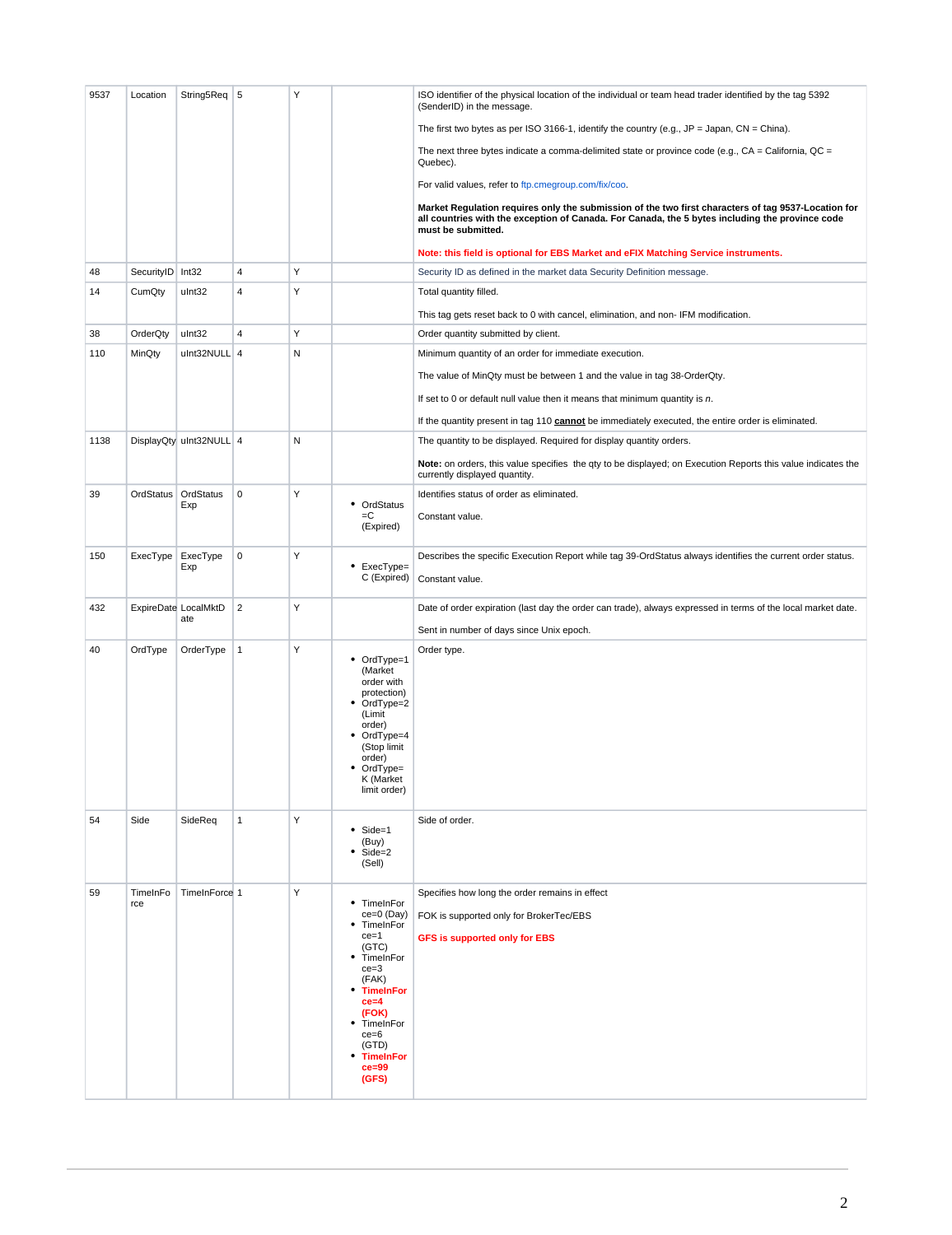| | | | | | | |
|---|---|---|---|---|---|---|
| 9537 | Location | String5Req | 5 | Y | | ISO identifier of the physical location of the individual or team head trader identified by the tag 5392 (SenderID) in the message.<br><br>The first two bytes as per ISO 3166-1, identify the country (e.g., JP = Japan, CN = China).<br><br>The next three bytes indicate a comma-delimited state or province code (e.g., CA = California, QC = Quebec).<br><br>For valid values, refer to ftp.cmegroup.com/fix/coo.<br><br>**Market Regulation requires only the submission of the two first characters of tag 9537-Location for all countries with the exception of Canada. For Canada, the 5 bytes including the province code must be submitted.**<br><br>**Note: this field is optional for EBS Market and eFIX Matching Service instruments.** |
| 48 | SecurityID | Int32 | 4 | Y | | Security ID as defined in the market data Security Definition message. |
| 14 | CumQty | uInt32 | 4 | Y | | Total quantity filled.<br><br>This tag gets reset back to 0 with cancel, elimination, and non- IFM modification. |
| 38 | OrderQty | uInt32 | 4 | Y | | Order quantity submitted by client. |
| 110 | MinQty | uInt32NULL | 4 | N | | Minimum quantity of an order for immediate execution.<br><br>The value of MinQty must be between 1 and the value in tag 38-OrderQty.<br><br>If set to 0 or default null value then it means that minimum quantity is *n*.<br><br>If the quantity present in tag 110 **cannot** be immediately executed, the entire order is eliminated. |
| 1138 | DisplayQty | uInt32NULL | 4 | N | | The quantity to be displayed. Required for display quantity orders.<br><br>**Note:** on orders, this value specifies the qty to be displayed; on Execution Reports this value indicates the currently displayed quantity. |
| 39 | OrdStatus | OrdStatus Exp | 0 | Y | • OrdStatus =C (Expired) | Identifies status of order as eliminated.<br><br>Constant value. |
| 150 | ExecType | ExecType Exp | 0 | Y | • ExecType= C (Expired) | Describes the specific Execution Report while tag 39-OrdStatus always identifies the current order status.<br><br>Constant value. |
| 432 | ExpireDate | LocalMktD ate | 2 | Y | | Date of order expiration (last day the order can trade), always expressed in terms of the local market date.<br><br>Sent in number of days since Unix epoch. |
| 40 | OrdType | OrderType | 1 | Y | • OrdType=1 (Market order with protection)<br>• OrdType=2 (Limit order)<br>• OrdType=4 (Stop limit order)<br>• OrdType= K (Market limit order) | Order type. |
| 54 | Side | SideReq | 1 | Y | • Side=1 (Buy)<br>• Side=2 (Sell) | Side of order. |
| 59 | TimeInForce | TimeInForce | 1 | Y | • TimeInForce=0 (Day)<br>• TimeInForce=1 (GTC)<br>• TimeInForce=3 (FAK)<br>• **TimeInForce=4 (FOK)**<br>• TimeInForce=6 (GTD)<br>• **TimeInForce=99 (GFS)** | Specifies how long the order remains in effect<br><br>FOK is supported only for BrokerTec/EBS<br><br>**GFS is supported only for EBS** |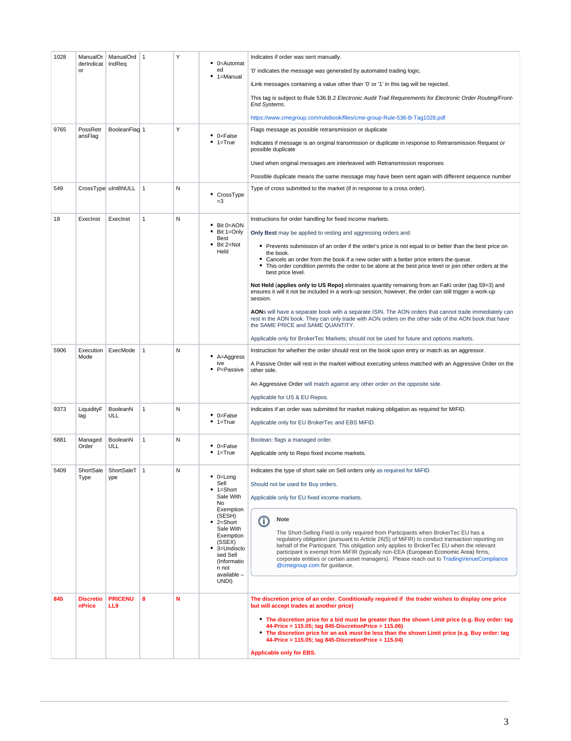| | | | | | | |
|---|---|---|---|---|---|---|
| 1028 | ManualOrderIndicator | ManualOrdIndReq | 1 | Y | • 0=Automated<br>• 1=Manual | Indicates if order was sent manually.<br><br>'0' indicates the message was generated by automated trading logic.<br><br>iLink messages containing a value other than '0' or '1' in this tag will be rejected.<br><br>This tag is subject to Rule 536.B.2 *Electronic Audit Trail Requirements for Electronic Order Routing/Front-End Systems*.<br><br>https://www.cmegroup.com/rulebook/files/cme-group-Rule-536-B-Tag1028.pdf |
| 9765 | PossRetransFlag | BooleanFlag | 1 | Y | • 0=False<br>• 1=True | Flags message as possible retransmission or duplicate<br><br>Indicates if message is an original transmission or duplicate in response to Retransmission Request or possible duplicate<br><br>Used when original messages are interleaved with Retransmission responses<br><br>Possible duplicate means the same message may have been sent again with different sequence number |
| 549 | CrossType | uInt8NULL | 1 | N | • CrossType =3 | Type of cross submitted to the market (if in response to a cross order). |
| 18 | ExecInst | ExecInst | 1 | N | • Bit 0=AON<br>• Bit 1=Only Best<br>• Bit 2=Not Held | Instructions for order handling for fixed income markets.<br><br>**Only Best** may be applied to resting and aggressing orders and:<br><br>• Prevents submission of an order if the order's price is not equal to or better than the best price on the book.<br>• Cancels an order from the book if a new order with a better price enters the queue.<br>• This order condition permits the order to be alone at the best price level or join other orders at the best price level.<br><br>**Not Held (applies only to US Repo)** eliminates quantity remaining from an FaKi order (tag 59=3) and ensures it will it not be included in a work-up session; however, the order can still trigger a work-up session.<br><br>**AON**s will have a separate book with a separate ISIN. The AON orders that cannot trade immediately can rest in the AON book. They can only trade with AON orders on the other side of the AON book that have the SAME PRICE and SAME QUANTITY.<br><br>Applicable only for BrokerTec Markets; should not be used for future and options markets. |
| 5906 | ExecutionMode | ExecMode | 1 | N | • A=Aggressive<br>• P=Passive | Instruction for whether the order should rest on the book upon entry or match as an aggressor.<br><br>A Passive Order will rest in the market without executing unless matched with an Aggressive Order on the other side.<br><br>An Aggressive Order will match against any other order on the opposite side.<br><br>Applicable for US & EU Repos. |
| 9373 | LiquidityFlag | BooleanNULL | 1 | N | • 0=False<br>• 1=True | Indicates if an order was submitted for market making obligation as required for MIFID.<br><br>Applicable only for EU BrokerTec and EBS MiFID. |
| 6881 | ManagedOrder | BooleanNULL | 1 | N | • 0=False<br>• 1=True | Boolean: flags a managed order.<br><br>Applicable only to Repo fixed income markets. |
| 5409 | ShortSaleType | ShortSaleType | 1 | N | • 0=Long Sell<br>• 1=Short Sale With No Exemption (SESH)<br>• 2=Short Sale With Exemption (SSEX)<br>• 3=Undisclosed Sell (Information not available – UNDI) | Indicates the type of short sale on Sell orders only as required for MiFID.<br><br>Should not be used for Buy orders.<br><br>Applicable only for EU fixed income markets.<br><br>**Note**<br><br>The Short-Selling Field is only required from Participants when BrokerTec EU has a regulatory obligation (pursuant to Article 26(5) of MiFIR) to conduct transaction reporting on behalf of the Participant. This obligation only applies to BrokerTec EU when the relevant participant is exempt from MiFIR (typically non-EEA (European Economic Area) firms, corporate entities or certain asset managers). Please reach out to TradingVenueCompliance@cmegroup.com for guidance. |
| **845** | **DiscretionPrice** | **PRICENULL9** | **8** | **N** | | **The discretion price of an order. Conditionally required if the trader wishes to display one price but will accept trades at another price)**<br><br>• **The discretion price for a bid must be greater than the shown Limit price (e.g. Buy order: tag 44-Price = 115.05; tag 845-DiscretionPrice = 115.06)**<br>• **The discretion price for an ask must be less than the shown Limit price (e.g. Buy order: tag 44-Price = 115.05; tag 845-DiscretionPrice = 115.04)**<br><br>**Applicable only for EBS.** |